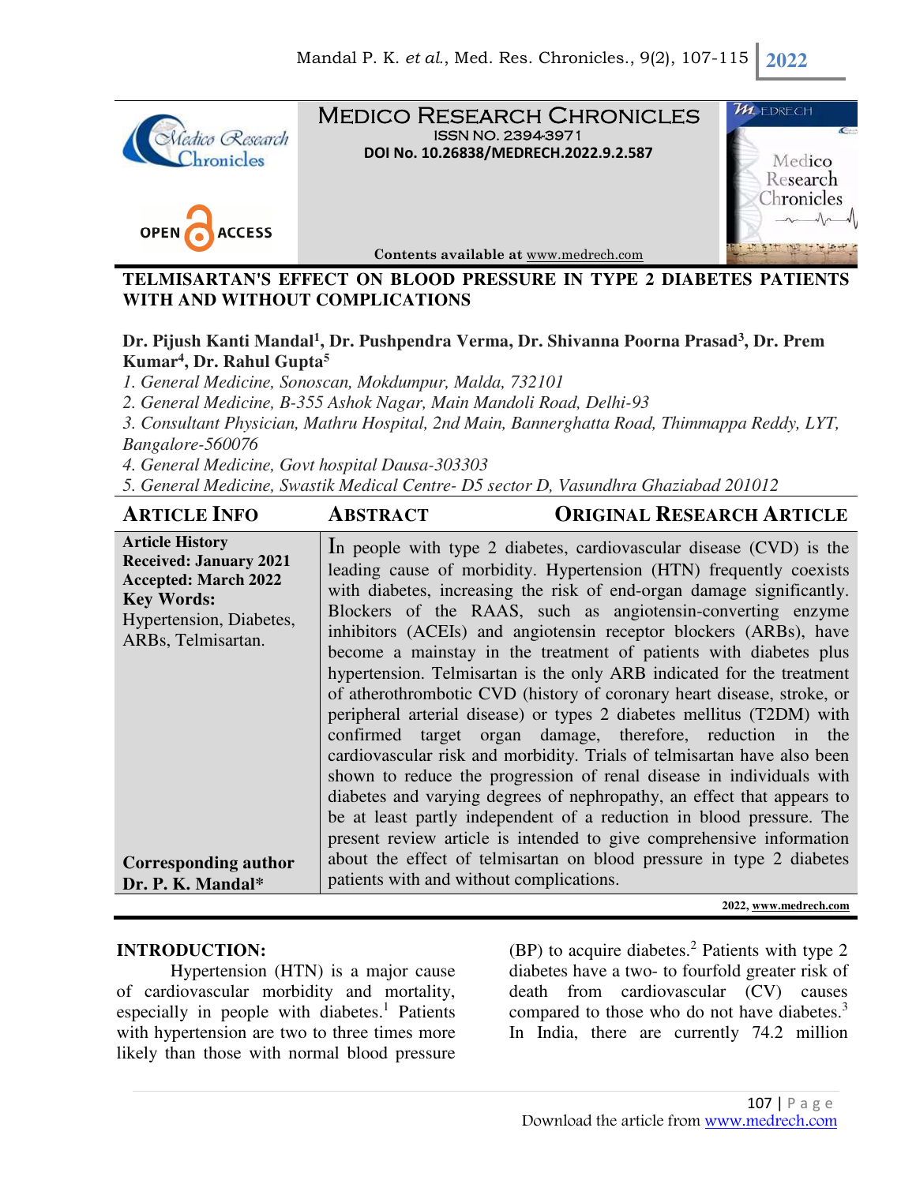# MEDICO RESEARCH CHRONICLES

ISSN NO. 2394-3971

DOI No. 10.26838/MEDRECH.2022.9.2.587

OPEN ACCESS

Contents available at www.medrech.com

## TELMISARTAN'S EFFECT ON BLOOD PRESSURE IN TYPE 2 DIABETES PATIENTS WITH AND WITHOUT COMPLICATIONS

**Dr. Pijush Kanti Mandal[1], Dr. Pushpendra Verma, Dr. Shivanna Poorna Prasad[3], Dr. Prem Kumar[4], Dr. Rahul Gupta[5]**

*1. General Medicine, Sonoscan, Mokdumpur, Malda, 732101*

*2. General Medicine, B-355 Ashok Nagar, Main Mandoli Road, Delhi-93*

*3. Consultant Physician, Mathru Hospital, 2nd Main, Bannerghatta Road, Thimmappa Reddy, LYT, Bangalore-560076*

*4. General Medicine, Govt hospital Dausa-303303*

*5. General Medicine, Swastik Medical Centre- D5 sector D, Vasundhra Ghaziabad 201012*

**ARTICLE INFO** | **ABSTRACT** | **ORIGINAL RESEARCH ARTICLE**

**Article History**
**Received: January 2021**
**Accepted: March 2022**
**Key Words:**
Hypertension, Diabetes, ARBs, Telmisartan.

**Corresponding author**
**Dr. P. K. Mandal***

In people with type 2 diabetes, cardiovascular disease (CVD) is the leading cause of morbidity. Hypertension (HTN) frequently coexists with diabetes, increasing the risk of end-organ damage significantly. Blockers of the RAAS, such as angiotensin-converting enzyme inhibitors (ACEIs) and angiotensin receptor blockers (ARBs), have become a mainstay in the treatment of patients with diabetes plus hypertension. Telmisartan is the only ARB indicated for the treatment of atherothrombotic CVD (history of coronary heart disease, stroke, or peripheral arterial disease) or types 2 diabetes mellitus (T2DM) with confirmed target organ damage, therefore, reduction in the cardiovascular risk and morbidity. Trials of telmisartan have also been shown to reduce the progression of renal disease in individuals with diabetes and varying degrees of nephropathy, an effect that appears to be at least partly independent of a reduction in blood pressure. The present review article is intended to give comprehensive information about the effect of telmisartan on blood pressure in type 2 diabetes patients with and without complications.

2022, www.medrech.com

## INTRODUCTION:

Hypertension (HTN) is a major cause of cardiovascular morbidity and mortality, especially in people with diabetes.[1] Patients with hypertension are two to three times more likely than those with normal blood pressure (BP) to acquire diabetes.[2] Patients with type 2 diabetes have a two- to fourfold greater risk of death from cardiovascular (CV) causes compared to those who do not have diabetes.[3] In India, there are currently 74.2 million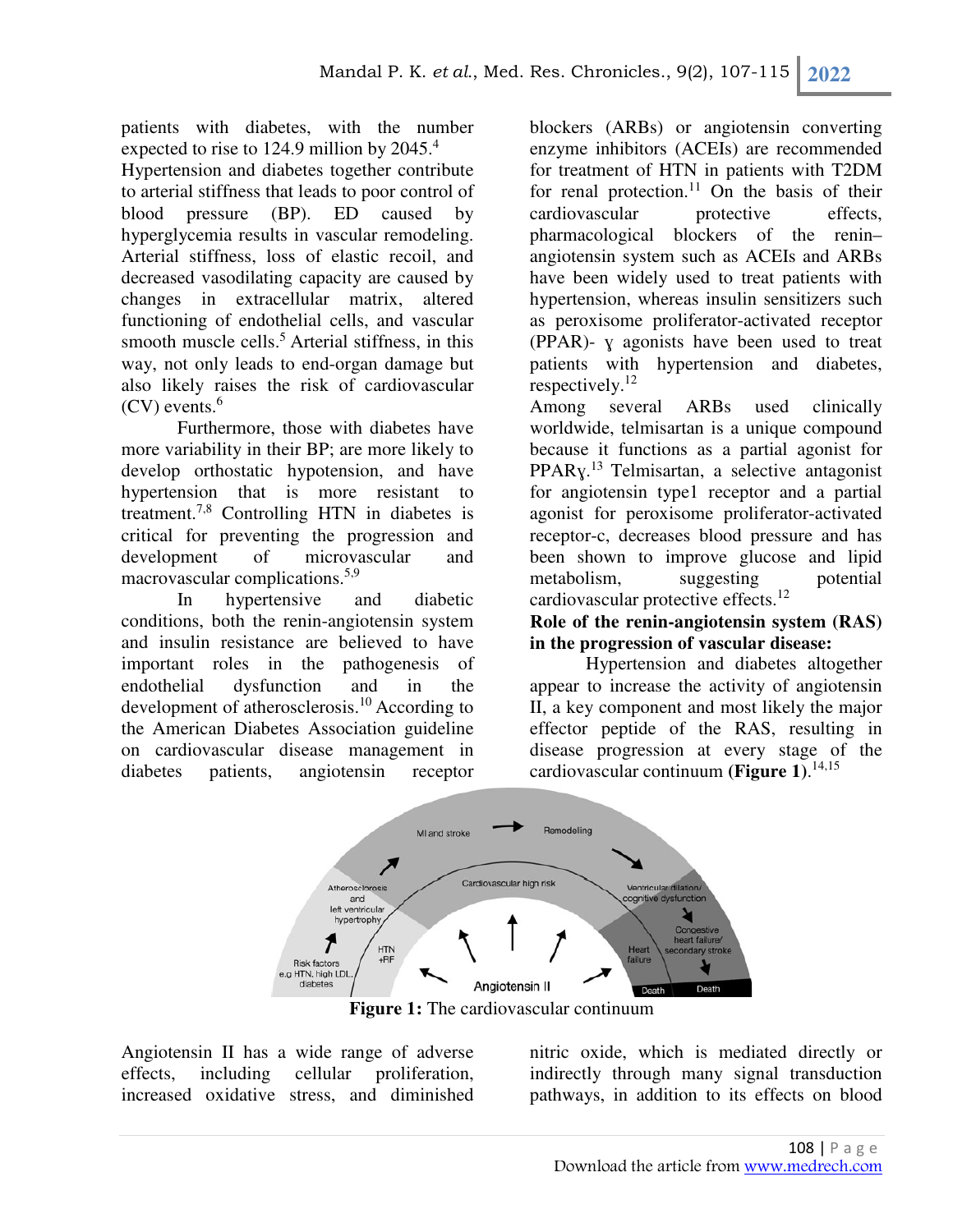patients with diabetes, with the number expected to rise to 124.9 million by 2045.[4]

Hypertension and diabetes together contribute to arterial stiffness that leads to poor control of blood pressure (BP). ED caused by hyperglycemia results in vascular remodeling. Arterial stiffness, loss of elastic recoil, and decreased vasodilating capacity are caused by changes in extracellular matrix, altered functioning of endothelial cells, and vascular smooth muscle cells.[5] Arterial stiffness, in this way, not only leads to end-organ damage but also likely raises the risk of cardiovascular (CV) events.[6]

Furthermore, those with diabetes have more variability in their BP; are more likely to develop orthostatic hypotension, and have hypertension that is more resistant to treatment.[7,8] Controlling HTN in diabetes is critical for preventing the progression and development of microvascular and macrovascular complications.[5,9]

In hypertensive and diabetic conditions, both the renin-angiotensin system and insulin resistance are believed to have important roles in the pathogenesis of endothelial dysfunction and in the development of atherosclerosis.[10] According to the American Diabetes Association guideline on cardiovascular disease management in diabetes patients, angiotensin receptor blockers (ARBs) or angiotensin converting enzyme inhibitors (ACEIs) are recommended for treatment of HTN in patients with T2DM for renal protection.[11] On the basis of their cardiovascular protective effects, pharmacological blockers of the renin–angiotensin system such as ACEIs and ARBs have been widely used to treat patients with hypertension, whereas insulin sensitizers such as peroxisome proliferator-activated receptor (PPAR)- ɣ agonists have been used to treat patients with hypertension and diabetes, respectively.[12]

Among several ARBs used clinically worldwide, telmisartan is a unique compound because it functions as a partial agonist for PPARɣ.[13] Telmisartan, a selective antagonist for angiotensin type1 receptor and a partial agonist for peroxisome proliferator-activated receptor-c, decreases blood pressure and has been shown to improve glucose and lipid metabolism, suggesting potential cardiovascular protective effects.[12]

**Role of the renin-angiotensin system (RAS) in the progression of vascular disease:**

Hypertension and diabetes altogether appear to increase the activity of angiotensin II, a key component and most likely the major effector peptide of the RAS, resulting in disease progression at every stage of the cardiovascular continuum **(Figure 1)**.[14,15]

**Figure 1:** The cardiovascular continuum

Angiotensin II has a wide range of adverse effects, including cellular proliferation, increased oxidative stress, and diminished nitric oxide, which is mediated directly or indirectly through many signal transduction pathways, in addition to its effects on blood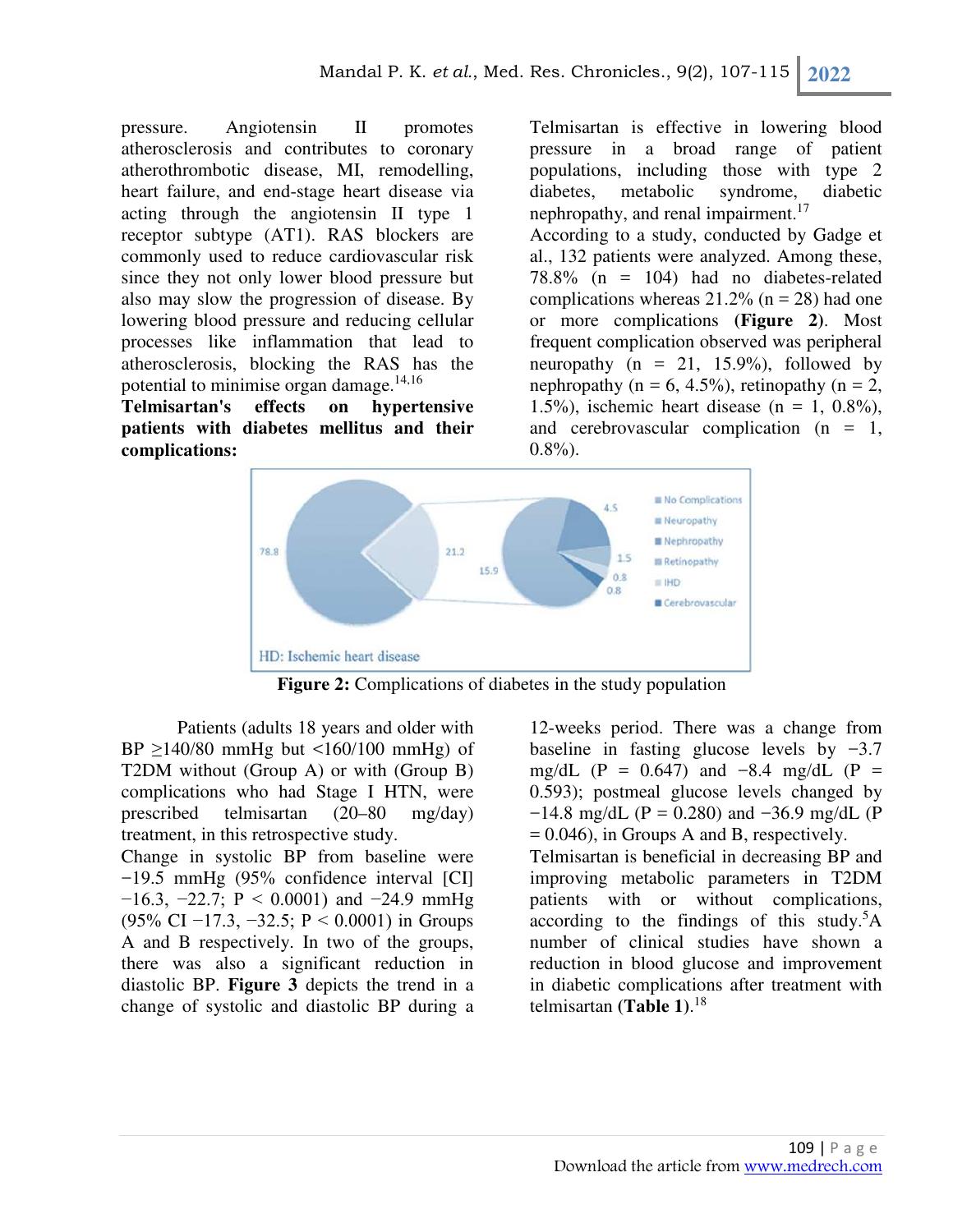pressure. Angiotensin II promotes atherosclerosis and contributes to coronary atherothrombotic disease, MI, remodelling, heart failure, and end-stage heart disease via acting through the angiotensin II type 1 receptor subtype (AT1). RAS blockers are commonly used to reduce cardiovascular risk since they not only lower blood pressure but also may slow the progression of disease. By lowering blood pressure and reducing cellular processes like inflammation that lead to atherosclerosis, blocking the RAS has the potential to minimise organ damage.[14,16]

**Telmisartan's effects on hypertensive patients with diabetes mellitus and their complications:**

Telmisartan is effective in lowering blood pressure in a broad range of patient populations, including those with type 2 diabetes, metabolic syndrome, diabetic nephropathy, and renal impairment.[17]

According to a study, conducted by Gadge et al., 132 patients were analyzed. Among these, 78.8% (n = 104) had no diabetes-related complications whereas 21.2% (n = 28) had one or more complications (**Figure 2**). Most frequent complication observed was peripheral neuropathy (n = 21, 15.9%), followed by nephropathy (n = 6, 4.5%), retinopathy (n = 2, 1.5%), ischemic heart disease (n = 1, 0.8%), and cerebrovascular complication (n = 1, 0.8%).

**Figure 2:** Complications of diabetes in the study population

Patients (adults 18 years and older with BP ≥140/80 mmHg but <160/100 mmHg) of T2DM without (Group A) or with (Group B) complications who had Stage I HTN, were prescribed telmisartan (20–80 mg/day) treatment, in this retrospective study.

Change in systolic BP from baseline were −19.5 mmHg (95% confidence interval [CI] −16.3, −22.7; P < 0.0001) and −24.9 mmHg (95% CI −17.3, −32.5; P < 0.0001) in Groups A and B respectively. In two of the groups, there was also a significant reduction in diastolic BP. **Figure 3** depicts the trend in a change of systolic and diastolic BP during a 12-weeks period. There was a change from baseline in fasting glucose levels by −3.7 mg/dL (P = 0.647) and −8.4 mg/dL (P = 0.593); postmeal glucose levels changed by −14.8 mg/dL (P = 0.280) and −36.9 mg/dL (P = 0.046), in Groups A and B, respectively.

Telmisartan is beneficial in decreasing BP and improving metabolic parameters in T2DM patients with or without complications, according to the findings of this study.[5] A number of clinical studies have shown a reduction in blood glucose and improvement in diabetic complications after treatment with telmisartan (**Table 1**).[18]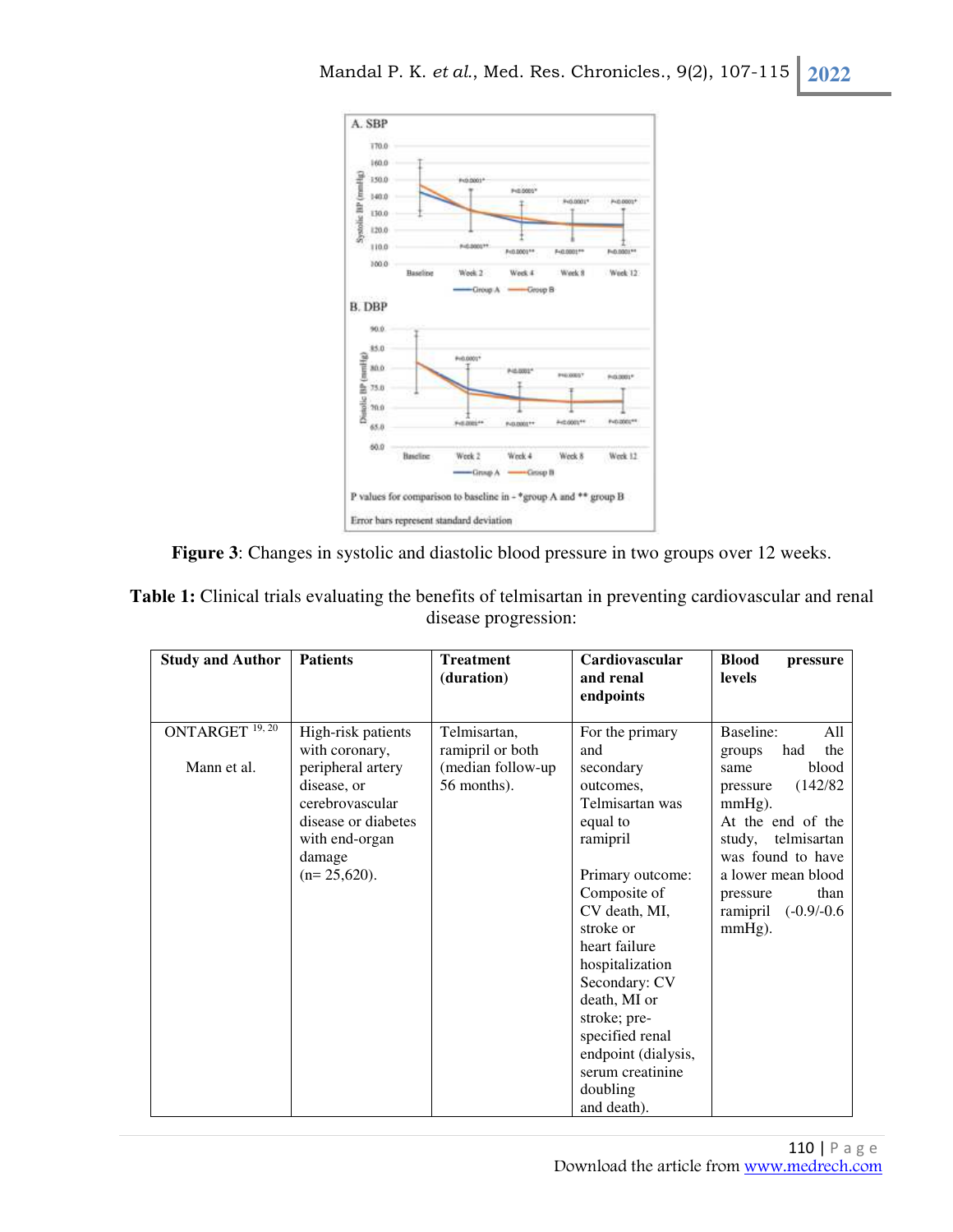**Figure 3**: Changes in systolic and diastolic blood pressure in two groups over 12 weeks.

**Table 1:** Clinical trials evaluating the benefits of telmisartan in preventing cardiovascular and renal disease progression:

| Study and Author | Patients | Treatment (duration) | Cardiovascular and renal endpoints | Blood pressure levels |
|---|---|---|---|---|
| ONTARGET [19, 20]<br><br>Mann et al. | High-risk patients with coronary, peripheral artery disease, or cerebrovascular disease or diabetes with end-organ damage (n= 25,620). | Telmisartan, ramipril or both (median follow-up 56 months). | For the primary and secondary outcomes, Telmisartan was equal to ramipril<br><br>Primary outcome: Composite of CV death, MI, stroke or heart failure hospitalization<br>Secondary: CV death, MI or stroke; pre-specified renal endpoint (dialysis, serum creatinine doubling and death). | Baseline: All groups had the same blood pressure (142/82 mmHg).<br>At the end of the study, telmisartan was found to have a lower mean blood pressure than ramipril (-0.9/-0.6 mmHg). |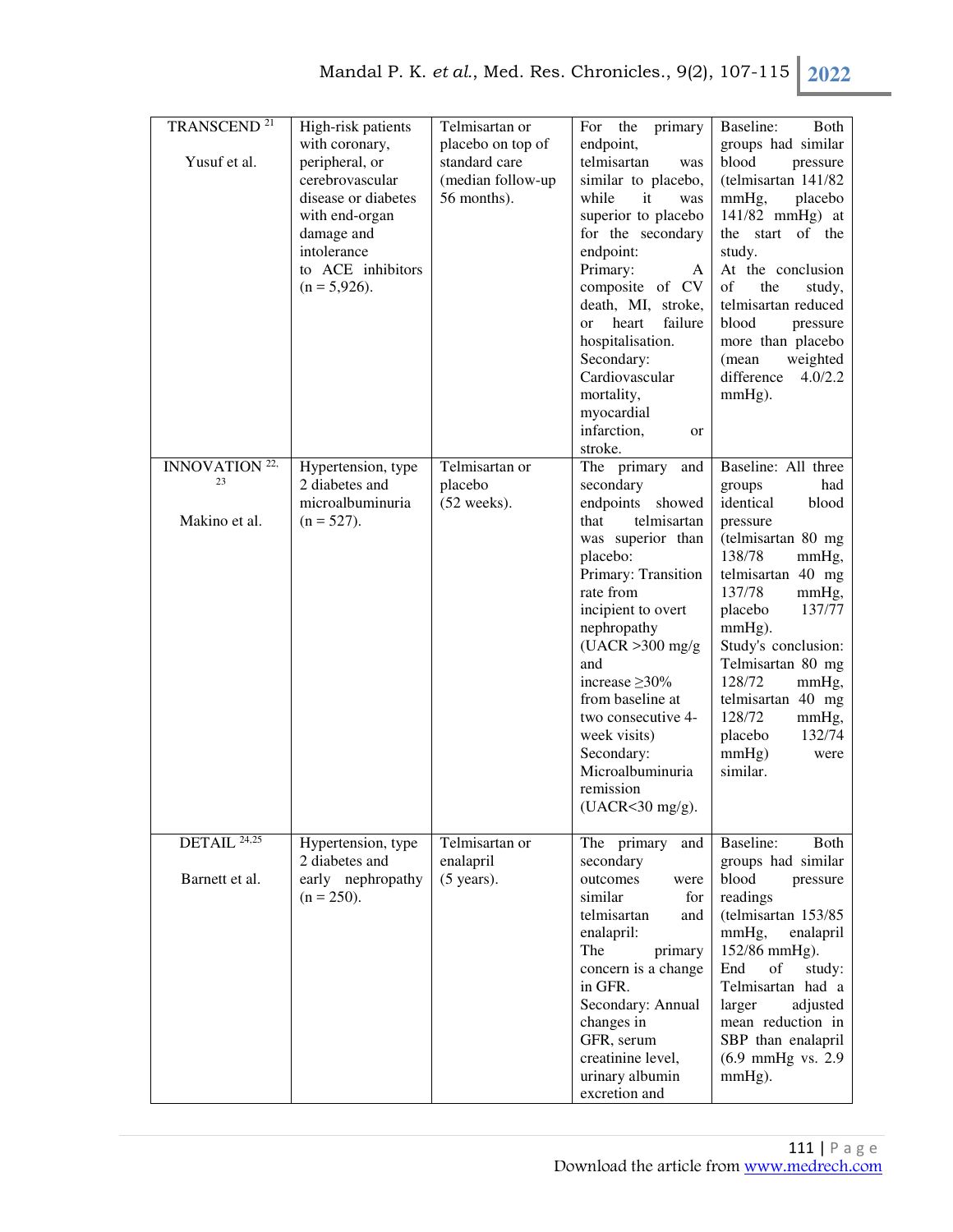| TRANSCEND [21] Yusuf et al. | High-risk patients with coronary, peripheral, or cerebrovascular disease or diabetes with end-organ damage and intolerance to ACE inhibitors (n = 5,926). | Telmisartan or placebo on top of standard care (median follow-up 56 months). | For the primary endpoint, telmisartan was similar to placebo, while it was superior to placebo for the secondary endpoint: Primary: A composite of CV death, MI, stroke, or heart failure hospitalisation. Secondary: Cardiovascular mortality, myocardial infarction, or stroke. | Baseline: Both groups had similar blood pressure (telmisartan 141/82 mmHg, placebo 141/82 mmHg) at the start of the study. At the conclusion of the study, telmisartan reduced blood pressure more than placebo (mean weighted difference 4.0/2.2 mmHg). |
|---|---|---|---|---|
| INNOVATION [22, 23] Makino et al. | Hypertension, type 2 diabetes and microalbuminuria (n = 527). | Telmisartan or placebo (52 weeks). | The primary and secondary endpoints showed that telmisartan was superior than placebo: Primary: Transition rate from incipient to overt nephropathy (UACR >300 mg/g and increase ≥30% from baseline at two consecutive 4-week visits) Secondary: Microalbuminuria remission (UACR<30 mg/g). | Baseline: All three groups had identical blood pressure (telmisartan 80 mg 138/78 mmHg, telmisartan 40 mg 137/78 mmHg, placebo 137/77 mmHg). Study's conclusion: Telmisartan 80 mg 128/72 mmHg, telmisartan 40 mg 128/72 mmHg, placebo 132/74 mmHg) were similar. |
| DETAIL [24,25] Barnett et al. | Hypertension, type 2 diabetes and early nephropathy (n = 250). | Telmisartan or enalapril (5 years). | The primary and secondary outcomes were similar for telmisartan and enalapril: The primary concern is a change in GFR. Secondary: Annual changes in GFR, serum creatinine level, urinary albumin excretion and | Baseline: Both groups had similar blood pressure readings (telmisartan 153/85 mmHg, enalapril 152/86 mmHg). End of study: Telmisartan had a larger adjusted mean reduction in SBP than enalapril (6.9 mmHg vs. 2.9 mmHg). |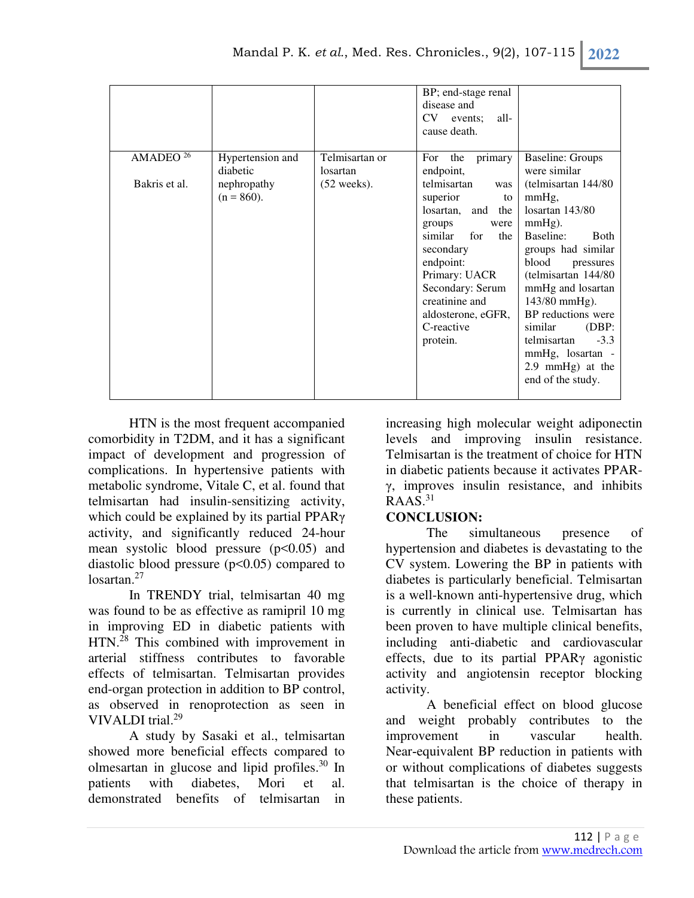| | | | BP; end-stage renal disease and CV events; all-cause death. | |
|---|---|---|---|---|
| AMADEO [26] Bakris et al. | Hypertension and diabetic nephropathy (n = 860). | Telmisartan or losartan (52 weeks). | For the primary endpoint, telmisartan was superior to losartan, and the groups were similar for the secondary endpoint: Primary: UACR Secondary: Serum creatinine and aldosterone, eGFR, C-reactive protein. | Baseline: Groups were similar (telmisartan 144/80 mmHg, losartan 143/80 mmHg). Baseline: Both groups had similar blood pressures (telmisartan 144/80 mmHg and losartan 143/80 mmHg). BP reductions were similar (DBP: telmisartan -3.3 mmHg, losartan -2.9 mmHg) at the end of the study. |

HTN is the most frequent accompanied comorbidity in T2DM, and it has a significant impact of development and progression of complications. In hypertensive patients with metabolic syndrome, Vitale C, et al. found that telmisartan had insulin-sensitizing activity, which could be explained by its partial PPARγ activity, and significantly reduced 24-hour mean systolic blood pressure ($p<0.05$) and diastolic blood pressure ($p<0.05$) compared to losartan.[27]

In TRENDY trial, telmisartan 40 mg was found to be as effective as ramipril 10 mg in improving ED in diabetic patients with HTN.[28] This combined with improvement in arterial stiffness contributes to favorable effects of telmisartan. Telmisartan provides end-organ protection in addition to BP control, as observed in renoprotection as seen in VIVALDI trial.[29]

A study by Sasaki et al., telmisartan showed more beneficial effects compared to olmesartan in glucose and lipid profiles.[30] In patients with diabetes, Mori et al. demonstrated benefits of telmisartan in increasing high molecular weight adiponectin levels and improving insulin resistance. Telmisartan is the treatment of choice for HTN in diabetic patients because it activates PPAR-γ, improves insulin resistance, and inhibits RAAS.[31]

## CONCLUSION:

The simultaneous presence of hypertension and diabetes is devastating to the CV system. Lowering the BP in patients with diabetes is particularly beneficial. Telmisartan is a well-known anti-hypertensive drug, which is currently in clinical use. Telmisartan has been proven to have multiple clinical benefits, including anti-diabetic and cardiovascular effects, due to its partial PPARγ agonistic activity and angiotensin receptor blocking activity.

A beneficial effect on blood glucose and weight probably contributes to the improvement in vascular health. Near-equivalent BP reduction in patients with or without complications of diabetes suggests that telmisartan is the choice of therapy in these patients.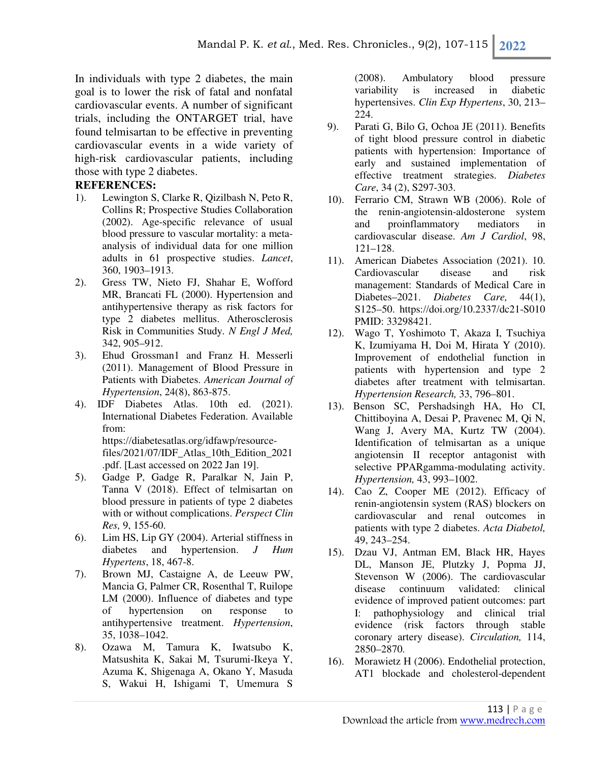In individuals with type 2 diabetes, the main goal is to lower the risk of fatal and nonfatal cardiovascular events. A number of significant trials, including the ONTARGET trial, have found telmisartan to be effective in preventing cardiovascular events in a wide variety of high-risk cardiovascular patients, including those with type 2 diabetes.

**REFERENCES:**

1). Lewington S, Clarke R, Qizilbash N, Peto R, Collins R; Prospective Studies Collaboration (2002). Age-specific relevance of usual blood pressure to vascular mortality: a meta-analysis of individual data for one million adults in 61 prospective studies. *Lancet*, 360, 1903–1913.

2). Gress TW, Nieto FJ, Shahar E, Wofford MR, Brancati FL (2000). Hypertension and antihypertensive therapy as risk factors for type 2 diabetes mellitus. Atherosclerosis Risk in Communities Study. *N Engl J Med,* 342, 905–912.

3). Ehud Grossman1 and Franz H. Messerli (2011). Management of Blood Pressure in Patients with Diabetes. *American Journal of Hypertension*, 24(8), 863-875.

4). IDF Diabetes Atlas. 10th ed. (2021). International Diabetes Federation. Available from: https://diabetesatlas.org/idfawp/resource-files/2021/07/IDF_Atlas_10th_Edition_2021.pdf. [Last accessed on 2022 Jan 19].

5). Gadge P, Gadge R, Paralkar N, Jain P, Tanna V (2018). Effect of telmisartan on blood pressure in patients of type 2 diabetes with or without complications. *Perspect Clin Res,* 9, 155-60.

6). Lim HS, Lip GY (2004). Arterial stiffness in diabetes and hypertension. *J Hum Hypertens*, 18, 467-8.

7). Brown MJ, Castaigne A, de Leeuw PW, Mancia G, Palmer CR, Rosenthal T, Ruilope LM (2000). Influence of diabetes and type of hypertension on response to antihypertensive treatment. *Hypertension*, 35, 1038–1042.

8). Ozawa M, Tamura K, Iwatsubo K, Matsushita K, Sakai M, Tsurumi-Ikeya Y, Azuma K, Shigenaga A, Okano Y, Masuda S, Wakui H, Ishigami T, Umemura S (2008). Ambulatory blood pressure variability is increased in diabetic hypertensives. *Clin Exp Hypertens*, 30, 213–224.

9). Parati G, Bilo G, Ochoa JE (2011). Benefits of tight blood pressure control in diabetic patients with hypertension: Importance of early and sustained implementation of effective treatment strategies. *Diabetes Care*, 34 (2), S297-303.

10). Ferrario CM, Strawn WB (2006). Role of the renin-angiotensin-aldosterone system and proinflammatory mediators in cardiovascular disease. *Am J Cardiol*, 98, 121–128.

11). American Diabetes Association (2021). 10. Cardiovascular disease and risk management: Standards of Medical Care in Diabetes–2021. *Diabetes Care,* 44(1), S125–50. https://doi.org/10.2337/dc21-S010 PMID: 33298421.

12). Wago T, Yoshimoto T, Akaza I, Tsuchiya K, Izumiyama H, Doi M, Hirata Y (2010). Improvement of endothelial function in patients with hypertension and type 2 diabetes after treatment with telmisartan. *Hypertension Research,* 33, 796–801.

13). Benson SC, Pershadsingh HA, Ho CI, Chittiboyina A, Desai P, Pravenec M, Qi N, Wang J, Avery MA, Kurtz TW (2004). Identification of telmisartan as a unique angiotensin II receptor antagonist with selective PPARgamma-modulating activity. *Hypertension,* 43, 993–1002.

14). Cao Z, Cooper ME (2012). Efficacy of renin-angiotensin system (RAS) blockers on cardiovascular and renal outcomes in patients with type 2 diabetes. *Acta Diabetol,* 49, 243–254.

15). Dzau VJ, Antman EM, Black HR, Hayes DL, Manson JE, Plutzky J, Popma JJ, Stevenson W (2006). The cardiovascular disease continuum validated: clinical evidence of improved patient outcomes: part I: pathophysiology and clinical trial evidence (risk factors through stable coronary artery disease). *Circulation,* 114, 2850–2870.

16). Morawietz H (2006). Endothelial protection, AT1 blockade and cholesterol-dependent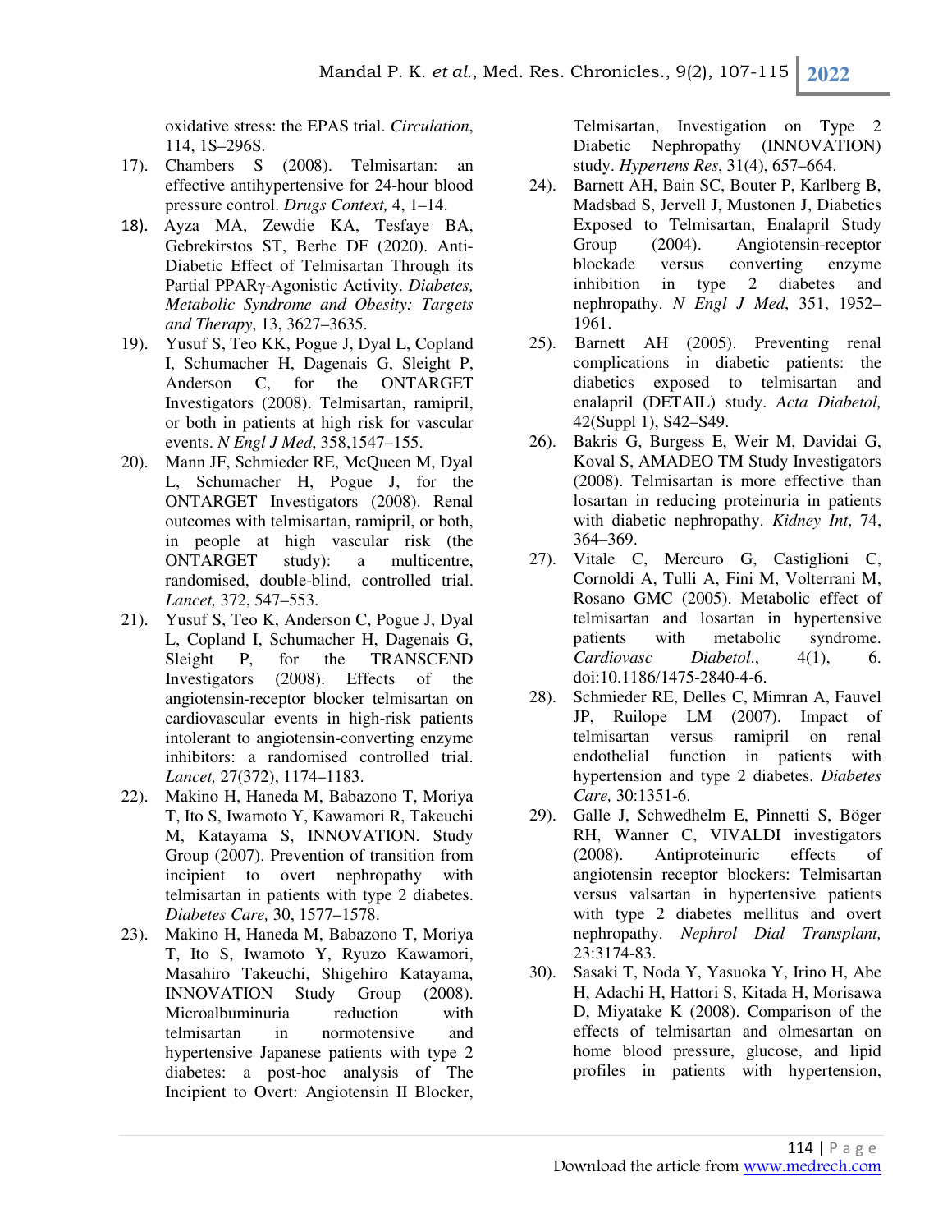oxidative stress: the EPAS trial. *Circulation*, 114, 1S–296S.

17). Chambers S (2008). Telmisartan: an effective antihypertensive for 24-hour blood pressure control. *Drugs Context,* 4, 1–14.

18). Ayza MA, Zewdie KA, Tesfaye BA, Gebrekirstos ST, Berhe DF (2020). Anti-Diabetic Effect of Telmisartan Through its Partial PPARγ-Agonistic Activity. *Diabetes, Metabolic Syndrome and Obesity: Targets and Therapy*, 13, 3627–3635.

19). Yusuf S, Teo KK, Pogue J, Dyal L, Copland I, Schumacher H, Dagenais G, Sleight P, Anderson C, for the ONTARGET Investigators (2008). Telmisartan, ramipril, or both in patients at high risk for vascular events. *N Engl J Med*, 358,1547–155.

20). Mann JF, Schmieder RE, McQueen M, Dyal L, Schumacher H, Pogue J, for the ONTARGET Investigators (2008). Renal outcomes with telmisartan, ramipril, or both, in people at high vascular risk (the ONTARGET study): a multicentre, randomised, double-blind, controlled trial. *Lancet,* 372, 547–553.

21). Yusuf S, Teo K, Anderson C, Pogue J, Dyal L, Copland I, Schumacher H, Dagenais G, Sleight P, for the TRANSCEND Investigators (2008). Effects of the angiotensin-receptor blocker telmisartan on cardiovascular events in high-risk patients intolerant to angiotensin-converting enzyme inhibitors: a randomised controlled trial. *Lancet,* 27(372), 1174–1183.

22). Makino H, Haneda M, Babazono T, Moriya T, Ito S, Iwamoto Y, Kawamori R, Takeuchi M, Katayama S, INNOVATION. Study Group (2007). Prevention of transition from incipient to overt nephropathy with telmisartan in patients with type 2 diabetes. *Diabetes Care,* 30, 1577–1578.

23). Makino H, Haneda M, Babazono T, Moriya T, Ito S, Iwamoto Y, Ryuzo Kawamori, Masahiro Takeuchi, Shigehiro Katayama, INNOVATION Study Group (2008). Microalbuminuria reduction with telmisartan in normotensive and hypertensive Japanese patients with type 2 diabetes: a post-hoc analysis of The Incipient to Overt: Angiotensin II Blocker, Telmisartan, Investigation on Type 2 Diabetic Nephropathy (INNOVATION) study. *Hypertens Res*, 31(4), 657–664.

24). Barnett AH, Bain SC, Bouter P, Karlberg B, Madsbad S, Jervell J, Mustonen J, Diabetics Exposed to Telmisartan, Enalapril Study Group (2004). Angiotensin-receptor blockade versus converting enzyme inhibition in type 2 diabetes and nephropathy. *N Engl J Med*, 351, 1952–1961.

25). Barnett AH (2005). Preventing renal complications in diabetic patients: the diabetics exposed to telmisartan and enalapril (DETAIL) study. *Acta Diabetol,* 42(Suppl 1), S42–S49.

26). Bakris G, Burgess E, Weir M, Davidai G, Koval S, AMADEO TM Study Investigators (2008). Telmisartan is more effective than losartan in reducing proteinuria in patients with diabetic nephropathy. *Kidney Int*, 74, 364–369.

27). Vitale C, Mercuro G, Castiglioni C, Cornoldi A, Tulli A, Fini M, Volterrani M, Rosano GMC (2005). Metabolic effect of telmisartan and losartan in hypertensive patients with metabolic syndrome. *Cardiovasc Diabetol*., 4(1), 6. doi:10.1186/1475-2840-4-6.

28). Schmieder RE, Delles C, Mimran A, Fauvel JP, Ruilope LM (2007). Impact of telmisartan versus ramipril on renal endothelial function in patients with hypertension and type 2 diabetes. *Diabetes Care,* 30:1351-6.

29). Galle J, Schwedhelm E, Pinnetti S, Böger RH, Wanner C, VIVALDI investigators (2008). Antiproteinuric effects of angiotensin receptor blockers: Telmisartan versus valsartan in hypertensive patients with type 2 diabetes mellitus and overt nephropathy. *Nephrol Dial Transplant,* 23:3174-83.

30). Sasaki T, Noda Y, Yasuoka Y, Irino H, Abe H, Adachi H, Hattori S, Kitada H, Morisawa D, Miyatake K (2008). Comparison of the effects of telmisartan and olmesartan on home blood pressure, glucose, and lipid profiles in patients with hypertension,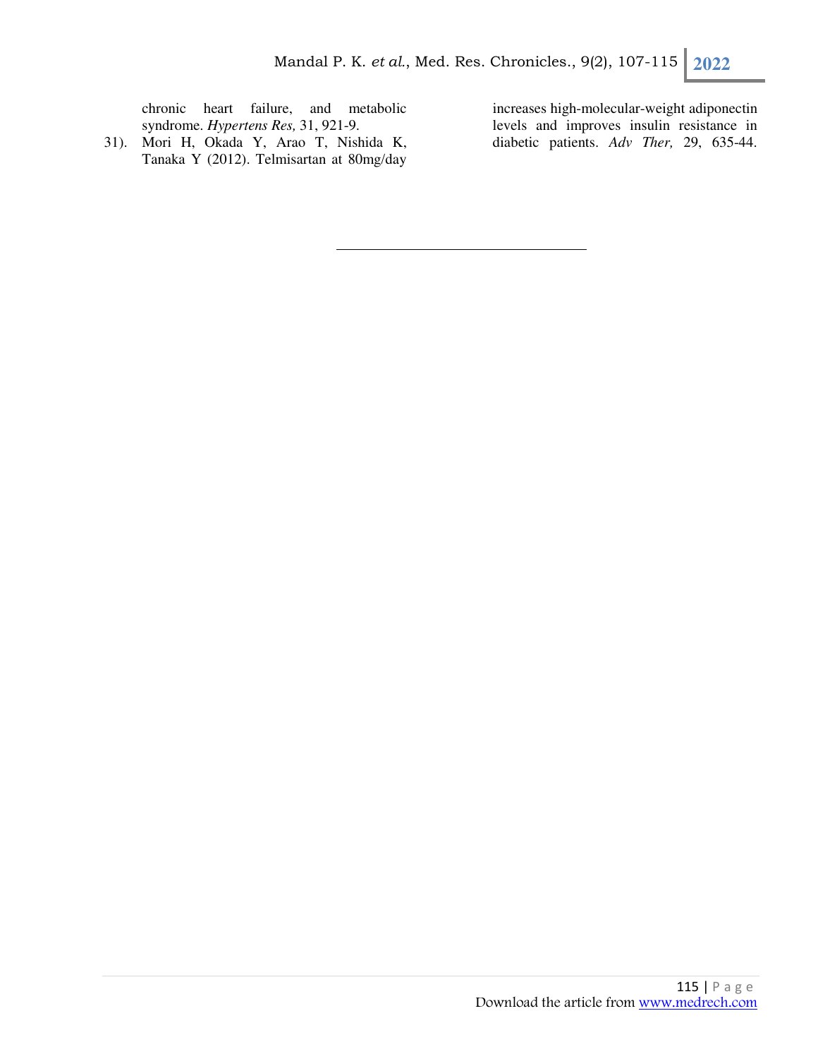chronic heart failure, and metabolic syndrome. *Hypertens Res,* 31, 921-9.

31). Mori H, Okada Y, Arao T, Nishida K, Tanaka Y (2012). Telmisartan at 80mg/day increases high-molecular-weight adiponectin levels and improves insulin resistance in diabetic patients. *Adv Ther,* 29, 635-44.